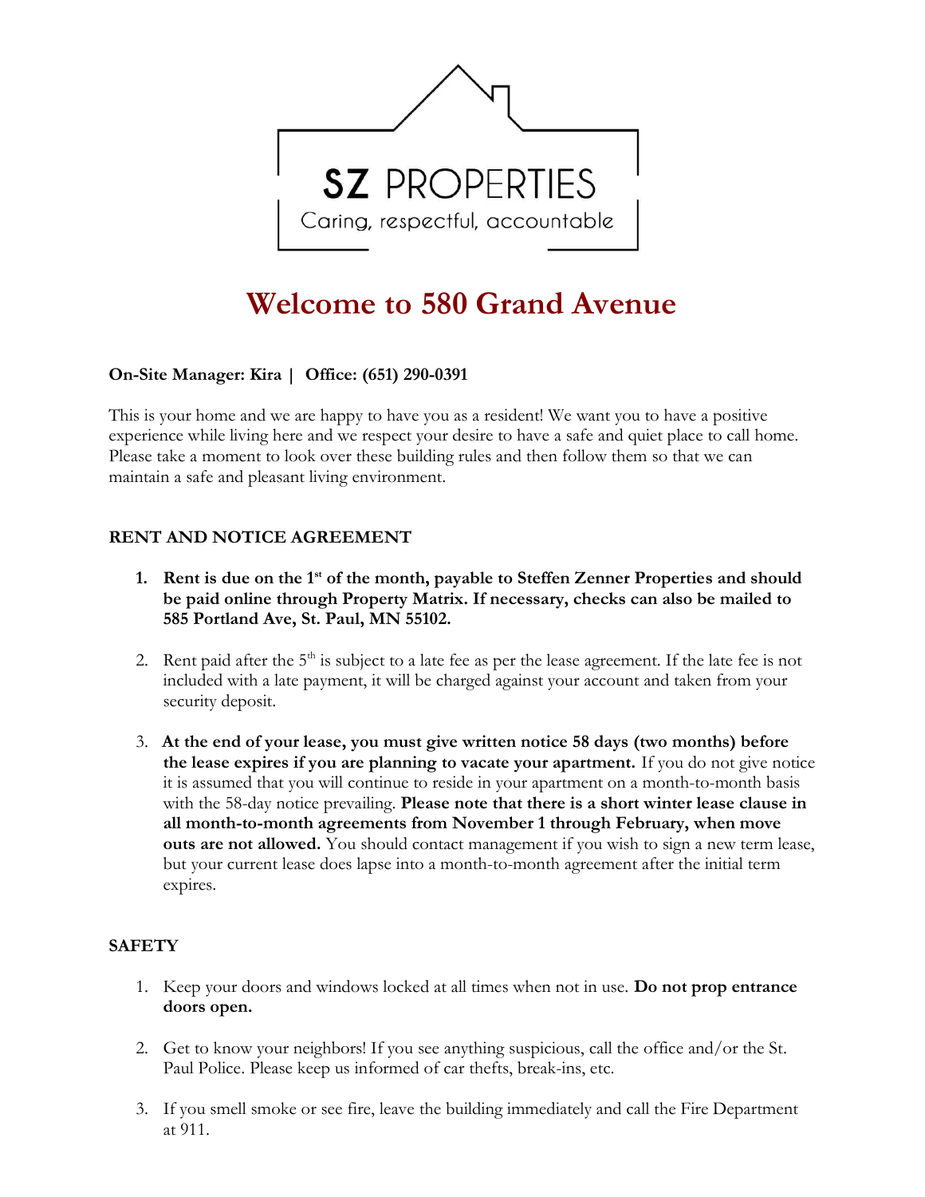SZ PROPERTIES

Caring, respectful, accountable

# Welcome to 580 Grand Avenue

**On-Site Manager: Kira | Office: (651) 290-0391**

This is your home and we are happy to have you as a resident! We want you to have a positive experience while living here and we respect your desire to have a safe and quiet place to call home. Please take a moment to look over these building rules and then follow them so that we can maintain a safe and pleasant living environment.

## RENT AND NOTICE AGREEMENT

1. **Rent is due on the 1st of the month, payable to Steffen Zenner Properties and should be paid online through Property Matrix. If necessary, checks can also be mailed to 585 Portland Ave, St. Paul, MN 55102.**

2. Rent paid after the 5th is subject to a late fee as per the lease agreement. If the late fee is not included with a late payment, it will be charged against your account and taken from your security deposit.

3. **At the end of your lease, you must give written notice 58 days (two months) before the lease expires if you are planning to vacate your apartment.** If you do not give notice it is assumed that you will continue to reside in your apartment on a month-to-month basis with the 58-day notice prevailing. **Please note that there is a short winter lease clause in all month-to-month agreements from November 1 through February, when move outs are not allowed.** You should contact management if you wish to sign a new term lease, but your current lease does lapse into a month-to-month agreement after the initial term expires.

## SAFETY

1. Keep your doors and windows locked at all times when not in use. **Do not prop entrance doors open.**

2. Get to know your neighbors! If you see anything suspicious, call the office and/or the St. Paul Police. Please keep us informed of car thefts, break-ins, etc.

3. If you smell smoke or see fire, leave the building immediately and call the Fire Department at 911.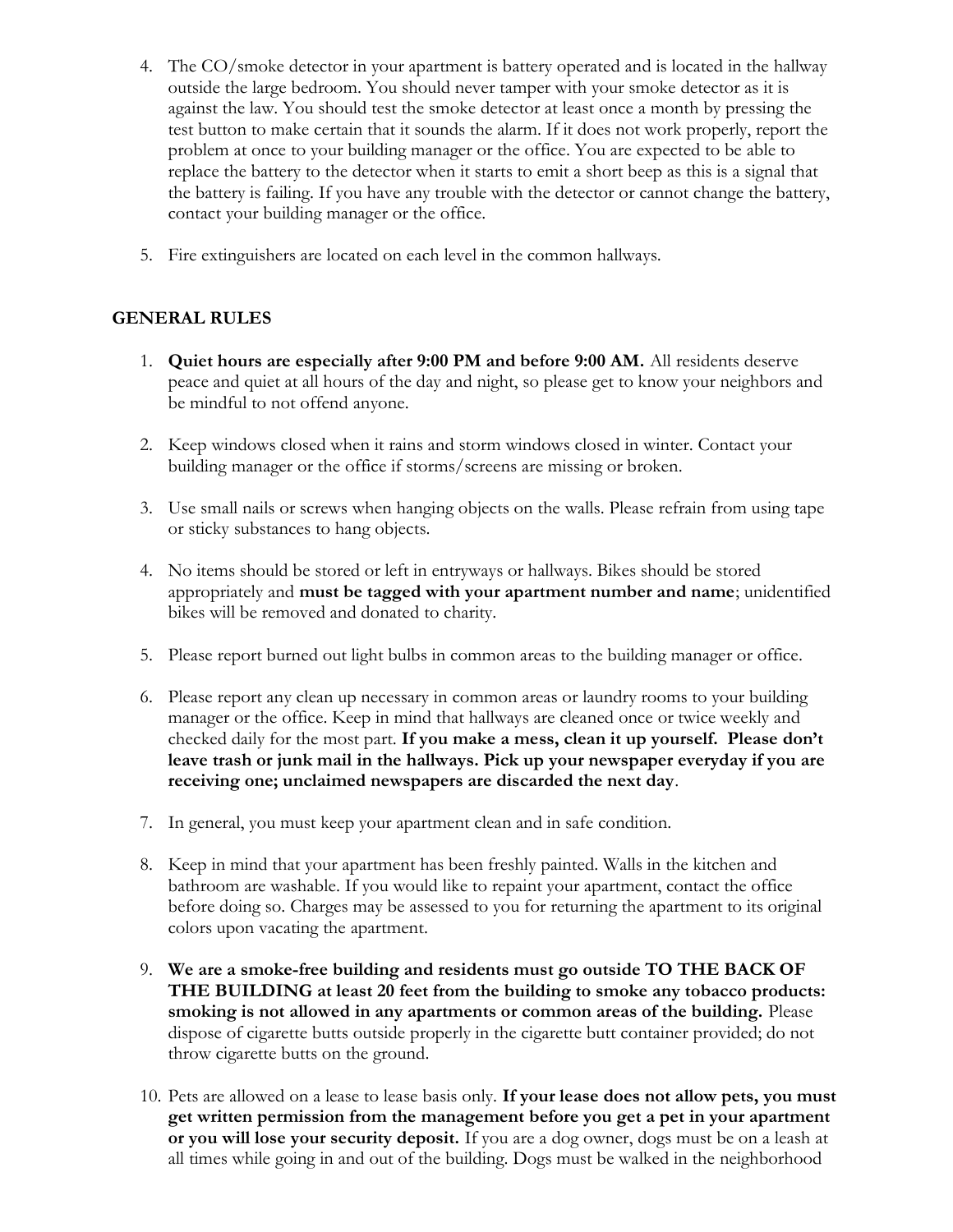4. The CO/smoke detector in your apartment is battery operated and is located in the hallway outside the large bedroom. You should never tamper with your smoke detector as it is against the law. You should test the smoke detector at least once a month by pressing the test button to make certain that it sounds the alarm. If it does not work properly, report the problem at once to your building manager or the office. You are expected to be able to replace the battery to the detector when it starts to emit a short beep as this is a signal that the battery is failing. If you have any trouble with the detector or cannot change the battery, contact your building manager or the office.

5. Fire extinguishers are located on each level in the common hallways.

## GENERAL RULES

1. **Quiet hours are especially after 9:00 PM and before 9:00 AM.** All residents deserve peace and quiet at all hours of the day and night, so please get to know your neighbors and be mindful to not offend anyone.

2. Keep windows closed when it rains and storm windows closed in winter. Contact your building manager or the office if storms/screens are missing or broken.

3. Use small nails or screws when hanging objects on the walls. Please refrain from using tape or sticky substances to hang objects.

4. No items should be stored or left in entryways or hallways. Bikes should be stored appropriately and **must be tagged with your apartment number and name**; unidentified bikes will be removed and donated to charity.

5. Please report burned out light bulbs in common areas to the building manager or office.

6. Please report any clean up necessary in common areas or laundry rooms to your building manager or the office. Keep in mind that hallways are cleaned once or twice weekly and checked daily for the most part. **If you make a mess, clean it up yourself. Please don't leave trash or junk mail in the hallways. Pick up your newspaper everyday if you are receiving one; unclaimed newspapers are discarded the next day**.

7. In general, you must keep your apartment clean and in safe condition.

8. Keep in mind that your apartment has been freshly painted. Walls in the kitchen and bathroom are washable. If you would like to repaint your apartment, contact the office before doing so. Charges may be assessed to you for returning the apartment to its original colors upon vacating the apartment.

9. **We are a smoke-free building and residents must go outside TO THE BACK OF THE BUILDING at least 20 feet from the building to smoke any tobacco products: smoking is not allowed in any apartments or common areas of the building.** Please dispose of cigarette butts outside properly in the cigarette butt container provided; do not throw cigarette butts on the ground.

10. Pets are allowed on a lease to lease basis only. **If your lease does not allow pets, you must get written permission from the management before you get a pet in your apartment or you will lose your security deposit.** If you are a dog owner, dogs must be on a leash at all times while going in and out of the building. Dogs must be walked in the neighborhood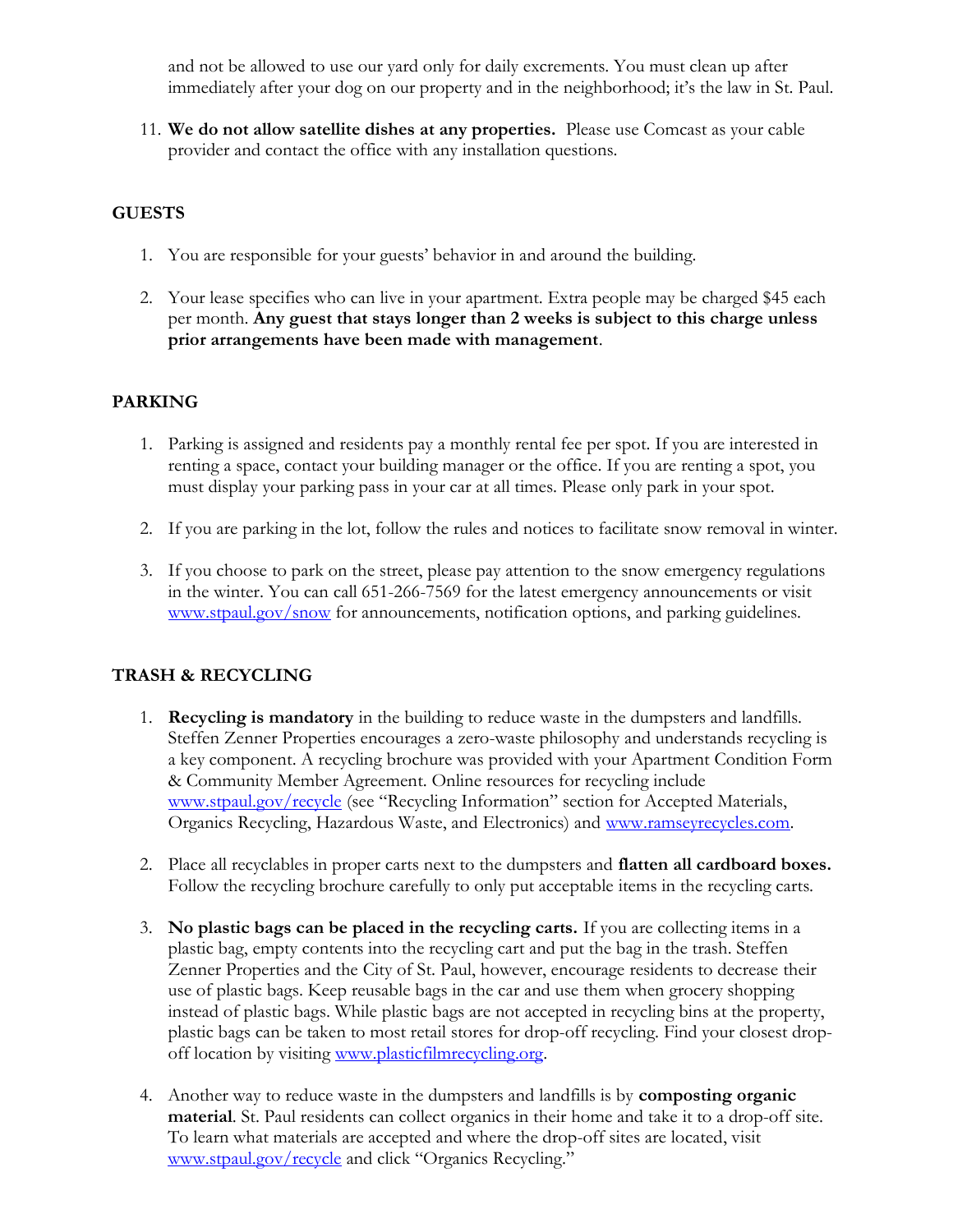and not be allowed to use our yard only for daily excrements. You must clean up after immediately after your dog on our property and in the neighborhood; it's the law in St. Paul.

11. **We do not allow satellite dishes at any properties.** Please use Comcast as your cable provider and contact the office with any installation questions.

## GUESTS

1. You are responsible for your guests' behavior in and around the building.

2. Your lease specifies who can live in your apartment. Extra people may be charged $45 each per month. **Any guest that stays longer than 2 weeks is subject to this charge unless prior arrangements have been made with management**.

## PARKING

1. Parking is assigned and residents pay a monthly rental fee per spot. If you are interested in renting a space, contact your building manager or the office. If you are renting a spot, you must display your parking pass in your car at all times. Please only park in your spot.

2. If you are parking in the lot, follow the rules and notices to facilitate snow removal in winter.

3. If you choose to park on the street, please pay attention to the snow emergency regulations in the winter. You can call 651-266-7569 for the latest emergency announcements or visit [www.stpaul.gov/snow](http://www.stpaul.gov/snow) for announcements, notification options, and parking guidelines.

## TRASH & RECYCLING

1. **Recycling is mandatory** in the building to reduce waste in the dumpsters and landfills. Steffen Zenner Properties encourages a zero-waste philosophy and understands recycling is a key component. A recycling brochure was provided with your Apartment Condition Form & Community Member Agreement. Online resources for recycling include [www.stpaul.gov/recycle](http://www.stpaul.gov/recycle) (see "Recycling Information" section for Accepted Materials, Organics Recycling, Hazardous Waste, and Electronics) and [www.ramseyrecycles.com](http://www.ramseyrecycles.com).

2. Place all recyclables in proper carts next to the dumpsters and **flatten all cardboard boxes.** Follow the recycling brochure carefully to only put acceptable items in the recycling carts.

3. **No plastic bags can be placed in the recycling carts.** If you are collecting items in a plastic bag, empty contents into the recycling cart and put the bag in the trash. Steffen Zenner Properties and the City of St. Paul, however, encourage residents to decrease their use of plastic bags. Keep reusable bags in the car and use them when grocery shopping instead of plastic bags. While plastic bags are not accepted in recycling bins at the property, plastic bags can be taken to most retail stores for drop-off recycling. Find your closest drop-off location by visiting [www.plasticfilmrecycling.org](http://www.plasticfilmrecycling.org).

4. Another way to reduce waste in the dumpsters and landfills is by **composting organic material**. St. Paul residents can collect organics in their home and take it to a drop-off site. To learn what materials are accepted and where the drop-off sites are located, visit [www.stpaul.gov/recycle](http://www.stpaul.gov/recycle) and click "Organics Recycling."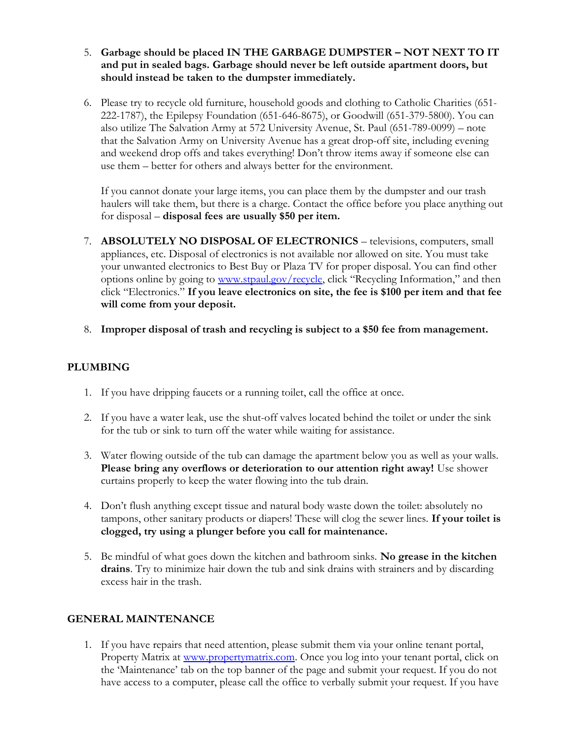5. **Garbage should be placed IN THE GARBAGE DUMPSTER – NOT NEXT TO IT and put in sealed bags. Garbage should never be left outside apartment doors, but should instead be taken to the dumpster immediately.**

6. Please try to recycle old furniture, household goods and clothing to Catholic Charities (651-222-1787), the Epilepsy Foundation (651-646-8675), or Goodwill (651-379-5800). You can also utilize The Salvation Army at 572 University Avenue, St. Paul (651-789-0099) – note that the Salvation Army on University Avenue has a great drop-off site, including evening and weekend drop offs and takes everything! Don't throw items away if someone else can use them – better for others and always better for the environment.

   If you cannot donate your large items, you can place them by the dumpster and our trash haulers will take them, but there is a charge. Contact the office before you place anything out for disposal – **disposal fees are usually $50 per item.**

7. **ABSOLUTELY NO DISPOSAL OF ELECTRONICS** – televisions, computers, small appliances, etc. Disposal of electronics is not available nor allowed on site. You must take your unwanted electronics to Best Buy or Plaza TV for proper disposal. You can find other options online by going to [www.stpaul.gov/recycle](www.stpaul.gov/recycle), click "Recycling Information," and then click "Electronics." **If you leave electronics on site, the fee is $100 per item and that fee will come from your deposit.**

8. **Improper disposal of trash and recycling is subject to a $50 fee from management.**

## PLUMBING

1. If you have dripping faucets or a running toilet, call the office at once.

2. If you have a water leak, use the shut-off valves located behind the toilet or under the sink for the tub or sink to turn off the water while waiting for assistance.

3. Water flowing outside of the tub can damage the apartment below you as well as your walls. **Please bring any overflows or deterioration to our attention right away!** Use shower curtains properly to keep the water flowing into the tub drain.

4. Don't flush anything except tissue and natural body waste down the toilet: absolutely no tampons, other sanitary products or diapers! These will clog the sewer lines. **If your toilet is clogged, try using a plunger before you call for maintenance.**

5. Be mindful of what goes down the kitchen and bathroom sinks. **No grease in the kitchen drains**. Try to minimize hair down the tub and sink drains with strainers and by discarding excess hair in the trash.

## GENERAL MAINTENANCE

1. If you have repairs that need attention, please submit them via your online tenant portal, Property Matrix at [www.propertymatrix.com](www.propertymatrix.com). Once you log into your tenant portal, click on the 'Maintenance' tab on the top banner of the page and submit your request. If you do not have access to a computer, please call the office to verbally submit your request. If you have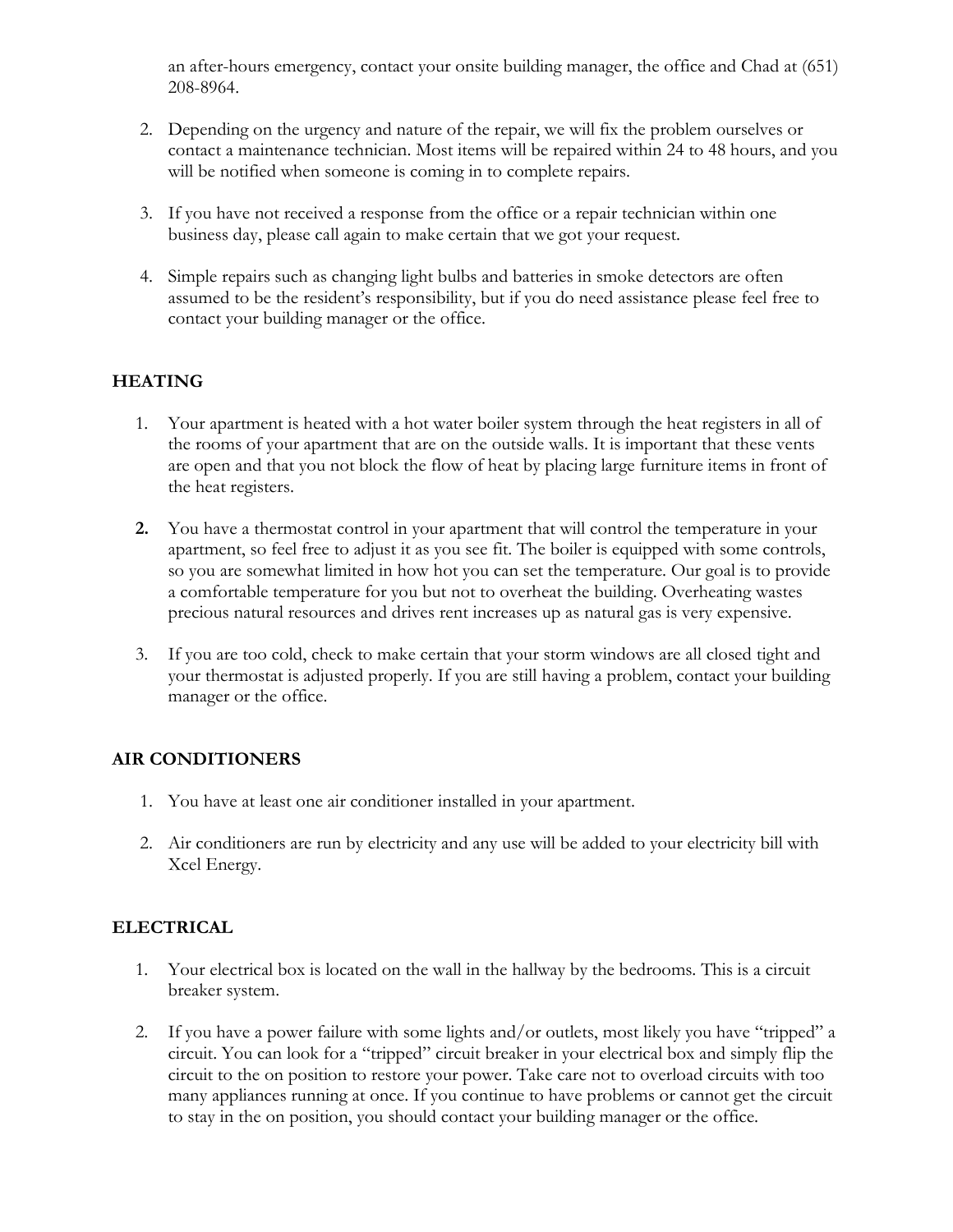an after-hours emergency, contact your onsite building manager, the office and Chad at (651) 208-8964.

2. Depending on the urgency and nature of the repair, we will fix the problem ourselves or contact a maintenance technician. Most items will be repaired within 24 to 48 hours, and you will be notified when someone is coming in to complete repairs.

3. If you have not received a response from the office or a repair technician within one business day, please call again to make certain that we got your request.

4. Simple repairs such as changing light bulbs and batteries in smoke detectors are often assumed to be the resident's responsibility, but if you do need assistance please feel free to contact your building manager or the office.

## HEATING

1. Your apartment is heated with a hot water boiler system through the heat registers in all of the rooms of your apartment that are on the outside walls. It is important that these vents are open and that you not block the flow of heat by placing large furniture items in front of the heat registers.

2. You have a thermostat control in your apartment that will control the temperature in your apartment, so feel free to adjust it as you see fit. The boiler is equipped with some controls, so you are somewhat limited in how hot you can set the temperature. Our goal is to provide a comfortable temperature for you but not to overheat the building. Overheating wastes precious natural resources and drives rent increases up as natural gas is very expensive.

3. If you are too cold, check to make certain that your storm windows are all closed tight and your thermostat is adjusted properly. If you are still having a problem, contact your building manager or the office.

## AIR CONDITIONERS

1. You have at least one air conditioner installed in your apartment.

2. Air conditioners are run by electricity and any use will be added to your electricity bill with Xcel Energy.

## ELECTRICAL

1. Your electrical box is located on the wall in the hallway by the bedrooms. This is a circuit breaker system.

2. If you have a power failure with some lights and/or outlets, most likely you have "tripped" a circuit. You can look for a "tripped" circuit breaker in your electrical box and simply flip the circuit to the on position to restore your power. Take care not to overload circuits with too many appliances running at once. If you continue to have problems or cannot get the circuit to stay in the on position, you should contact your building manager or the office.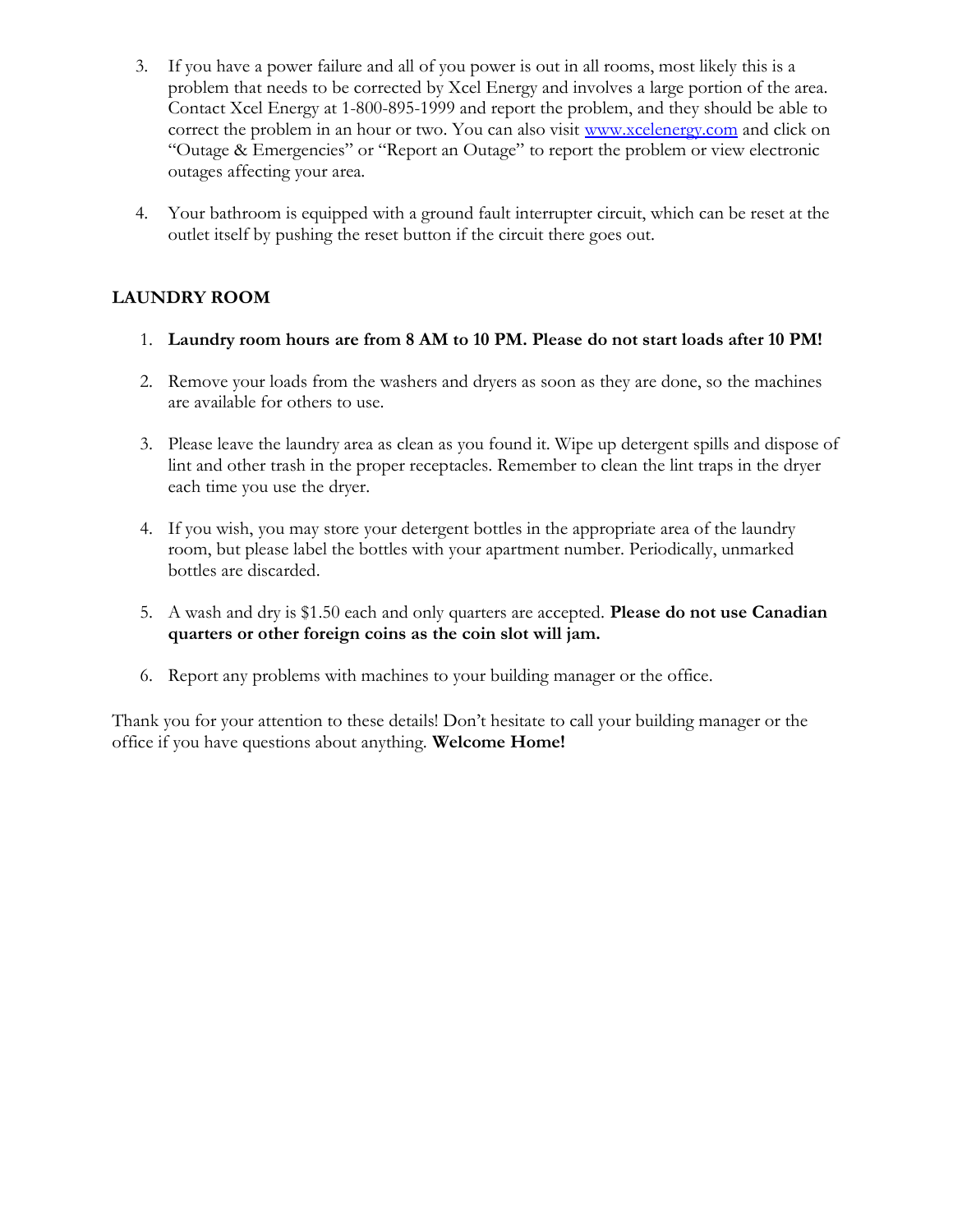3. If you have a power failure and all of you power is out in all rooms, most likely this is a problem that needs to be corrected by Xcel Energy and involves a large portion of the area. Contact Xcel Energy at 1-800-895-1999 and report the problem, and they should be able to correct the problem in an hour or two. You can also visit [www.xcelenergy.com](http://www.xcelenergy.com) and click on "Outage & Emergencies" or "Report an Outage" to report the problem or view electronic outages affecting your area.

4. Your bathroom is equipped with a ground fault interrupter circuit, which can be reset at the outlet itself by pushing the reset button if the circuit there goes out.

**LAUNDRY ROOM**

1. **Laundry room hours are from 8 AM to 10 PM. Please do not start loads after 10 PM!**

2. Remove your loads from the washers and dryers as soon as they are done, so the machines are available for others to use.

3. Please leave the laundry area as clean as you found it. Wipe up detergent spills and dispose of lint and other trash in the proper receptacles. Remember to clean the lint traps in the dryer each time you use the dryer.

4. If you wish, you may store your detergent bottles in the appropriate area of the laundry room, but please label the bottles with your apartment number. Periodically, unmarked bottles are discarded.

5. A wash and dry is $1.50 each and only quarters are accepted. **Please do not use Canadian quarters or other foreign coins as the coin slot will jam.**

6. Report any problems with machines to your building manager or the office.

Thank you for your attention to these details! Don't hesitate to call your building manager or the office if you have questions about anything. **Welcome Home!**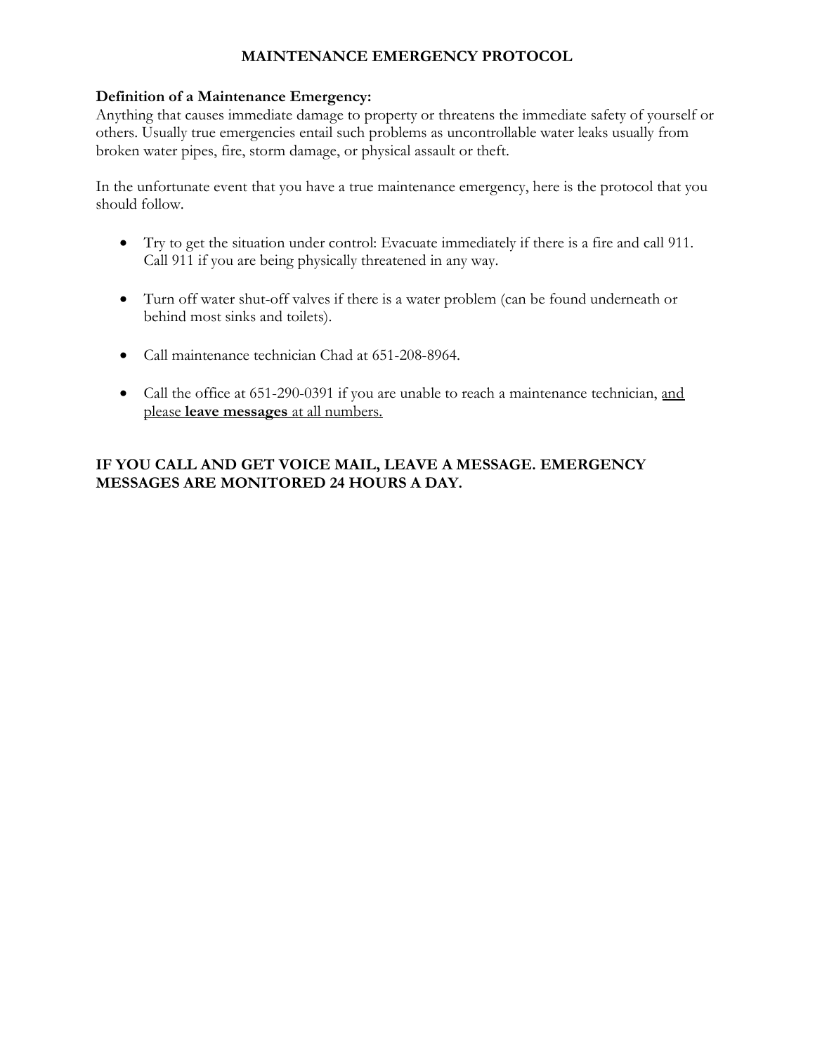# MAINTENANCE EMERGENCY PROTOCOL

**Definition of a Maintenance Emergency:**
Anything that causes immediate damage to property or threatens the immediate safety of yourself or others. Usually true emergencies entail such problems as uncontrollable water leaks usually from broken water pipes, fire, storm damage, or physical assault or theft.

In the unfortunate event that you have a true maintenance emergency, here is the protocol that you should follow.

- Try to get the situation under control: Evacuate immediately if there is a fire and call 911. Call 911 if you are being physically threatened in any way.

- Turn off water shut-off valves if there is a water problem (can be found underneath or behind most sinks and toilets).

- Call maintenance technician Chad at 651-208-8964.

- Call the office at 651-290-0391 if you are unable to reach a maintenance technician, <u>and please **leave messages** at all numbers.</u>

**IF YOU CALL AND GET VOICE MAIL, LEAVE A MESSAGE. EMERGENCY MESSAGES ARE MONITORED 24 HOURS A DAY.**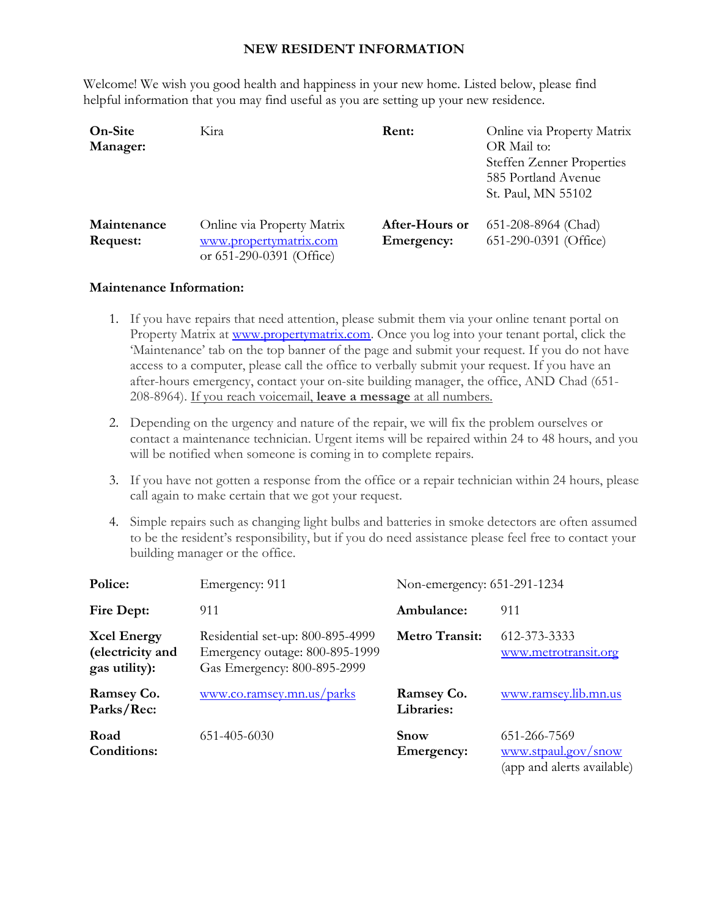# NEW RESIDENT INFORMATION

Welcome! We wish you good health and happiness in your new home. Listed below, please find helpful information that you may find useful as you are setting up your new residence.

| | | | |
|---|---|---|---|
| **On-Site Manager:** | Kira | **Rent:** | Online via Property Matrix OR Mail to: Steffen Zenner Properties 585 Portland Avenue St. Paul, MN 55102 |
| **Maintenance Request:** | Online via Property Matrix www.propertymatrix.com or 651-290-0391 (Office) | **After-Hours or Emergency:** | 651-208-8964 (Chad) 651-290-0391 (Office) |

**Maintenance Information:**

1. If you have repairs that need attention, please submit them via your online tenant portal on Property Matrix at www.propertymatrix.com. Once you log into your tenant portal, click the 'Maintenance' tab on the top banner of the page and submit your request. If you do not have access to a computer, please call the office to verbally submit your request. If you have an after-hours emergency, contact your on-site building manager, the office, AND Chad (651-208-8964). If you reach voicemail, **leave a message** at all numbers.

2. Depending on the urgency and nature of the repair, we will fix the problem ourselves or contact a maintenance technician. Urgent items will be repaired within 24 to 48 hours, and you will be notified when someone is coming in to complete repairs.

3. If you have not gotten a response from the office or a repair technician within 24 hours, please call again to make certain that we got your request.

4. Simple repairs such as changing light bulbs and batteries in smoke detectors are often assumed to be the resident's responsibility, but if you do need assistance please feel free to contact your building manager or the office.

| | | | |
|---|---|---|---|
| **Police:** | Emergency: 911 | Non-emergency: 651-291-1234 | |
| **Fire Dept:** | 911 | **Ambulance:** | 911 |
| **Xcel Energy (electricity and gas utility):** | Residential set-up: 800-895-4999 Emergency outage: 800-895-1999 Gas Emergency: 800-895-2999 | **Metro Transit:** | 612-373-3333 www.metrotransit.org |
| **Ramsey Co. Parks/Rec:** | www.co.ramsey.mn.us/parks | **Ramsey Co. Libraries:** | www.ramsey.lib.mn.us |
| **Road Conditions:** | 651-405-6030 | **Snow Emergency:** | 651-266-7569 www.stpaul.gov/snow (app and alerts available) |